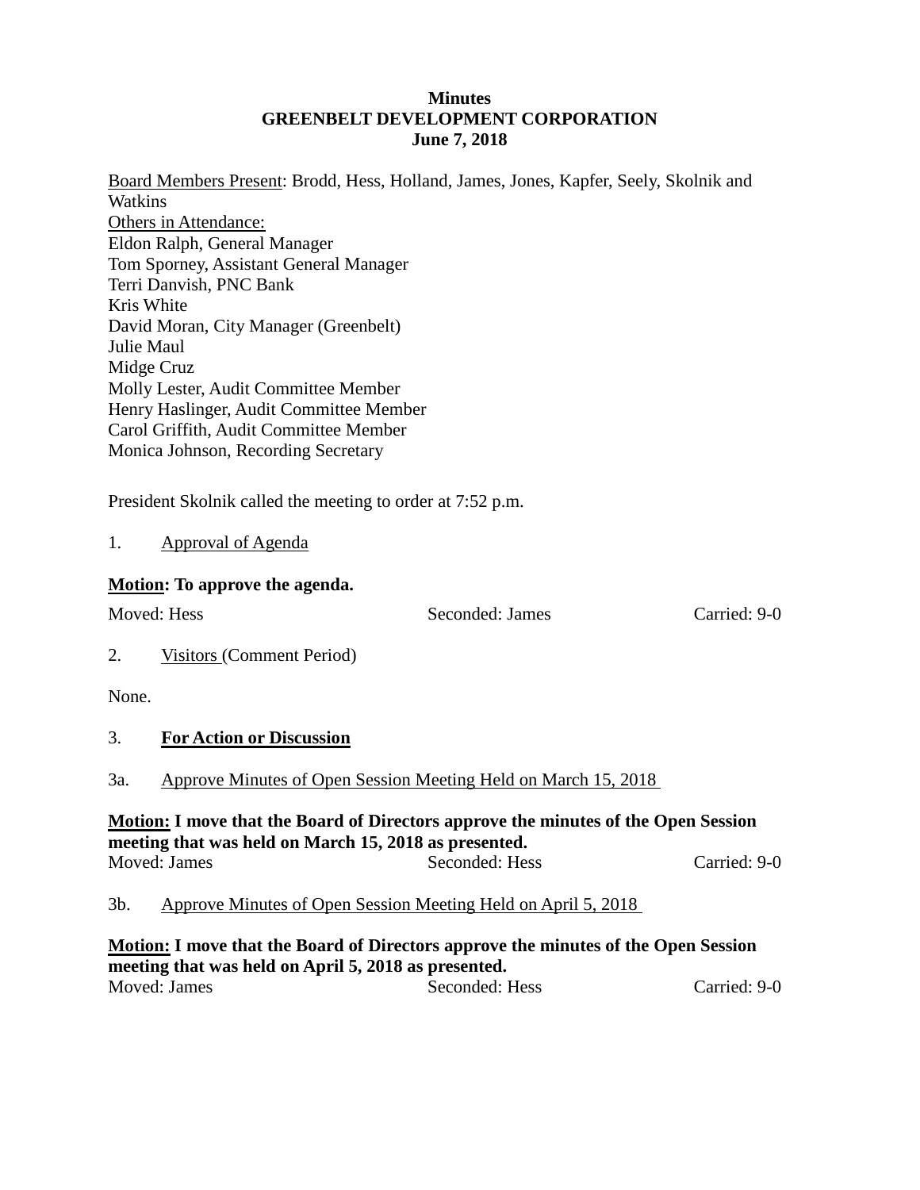**Minutes**
**GREENBELT DEVELOPMENT CORPORATION**
**June 7, 2018**

Board Members Present: Brodd, Hess, Holland, James, Jones, Kapfer, Seely, Skolnik and Watkins
Others in Attendance:
Eldon Ralph, General Manager
Tom Sporney, Assistant General Manager
Terri Danvish, PNC Bank
Kris White
David Moran, City Manager (Greenbelt)
Julie Maul
Midge Cruz
Molly Lester, Audit Committee Member
Henry Haslinger, Audit Committee Member
Carol Griffith, Audit Committee Member
Monica Johnson, Recording Secretary

President Skolnik called the meeting to order at 7:52 p.m.

1. Approval of Agenda

**Motion: To approve the agenda.**

Moved: Hess Seconded: James Carried: 9-0

2. Visitors (Comment Period)

None.

3. **For Action or Discussion**

3a. Approve Minutes of Open Session Meeting Held on March 15, 2018

**Motion: I move that the Board of Directors approve the minutes of the Open Session meeting that was held on March 15, 2018 as presented.**
Moved: James Seconded: Hess Carried: 9-0

3b. Approve Minutes of Open Session Meeting Held on April 5, 2018

**Motion: I move that the Board of Directors approve the minutes of the Open Session meeting that was held on April 5, 2018 as presented.**
Moved: James Seconded: Hess Carried: 9-0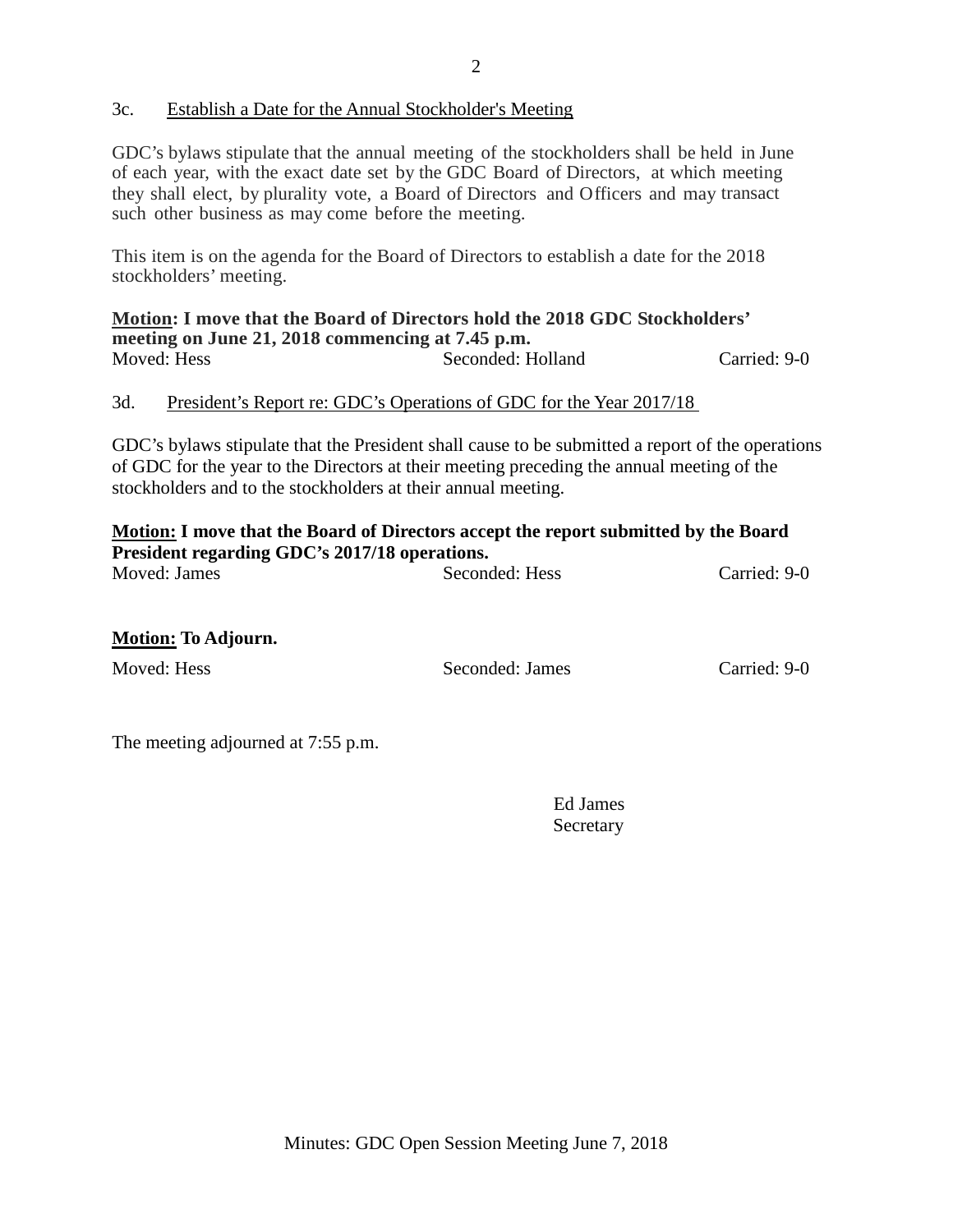3c. Establish a Date for the Annual Stockholder's Meeting

GDC's bylaws stipulate that the annual meeting of the stockholders shall be held in June of each year, with the exact date set by the GDC Board of Directors, at which meeting they shall elect, by plurality vote, a Board of Directors and Officers and may transact such other business as may come before the meeting.

This item is on the agenda for the Board of Directors to establish a date for the 2018 stockholders' meeting.

**Motion: I move that the Board of Directors hold the 2018 GDC Stockholders' meeting on June 21, 2018 commencing at 7.45 p.m.**

| | | |
|---|---|---|
| Moved: Hess | Seconded: Holland | Carried: 9-0 |

3d. President's Report re: GDC's Operations of GDC for the Year 2017/18

GDC's bylaws stipulate that the President shall cause to be submitted a report of the operations of GDC for the year to the Directors at their meeting preceding the annual meeting of the stockholders and to the stockholders at their annual meeting.

**Motion: I move that the Board of Directors accept the report submitted by the Board President regarding GDC's 2017/18 operations.**

| | | |
|---|---|---|
| Moved: James | Seconded: Hess | Carried: 9-0 |

**Motion: To Adjourn.**

| | | |
|---|---|---|
| Moved: Hess | Seconded: James | Carried: 9-0 |

The meeting adjourned at 7:55 p.m.

Ed James
Secretary

Minutes: GDC Open Session Meeting June 7, 2018